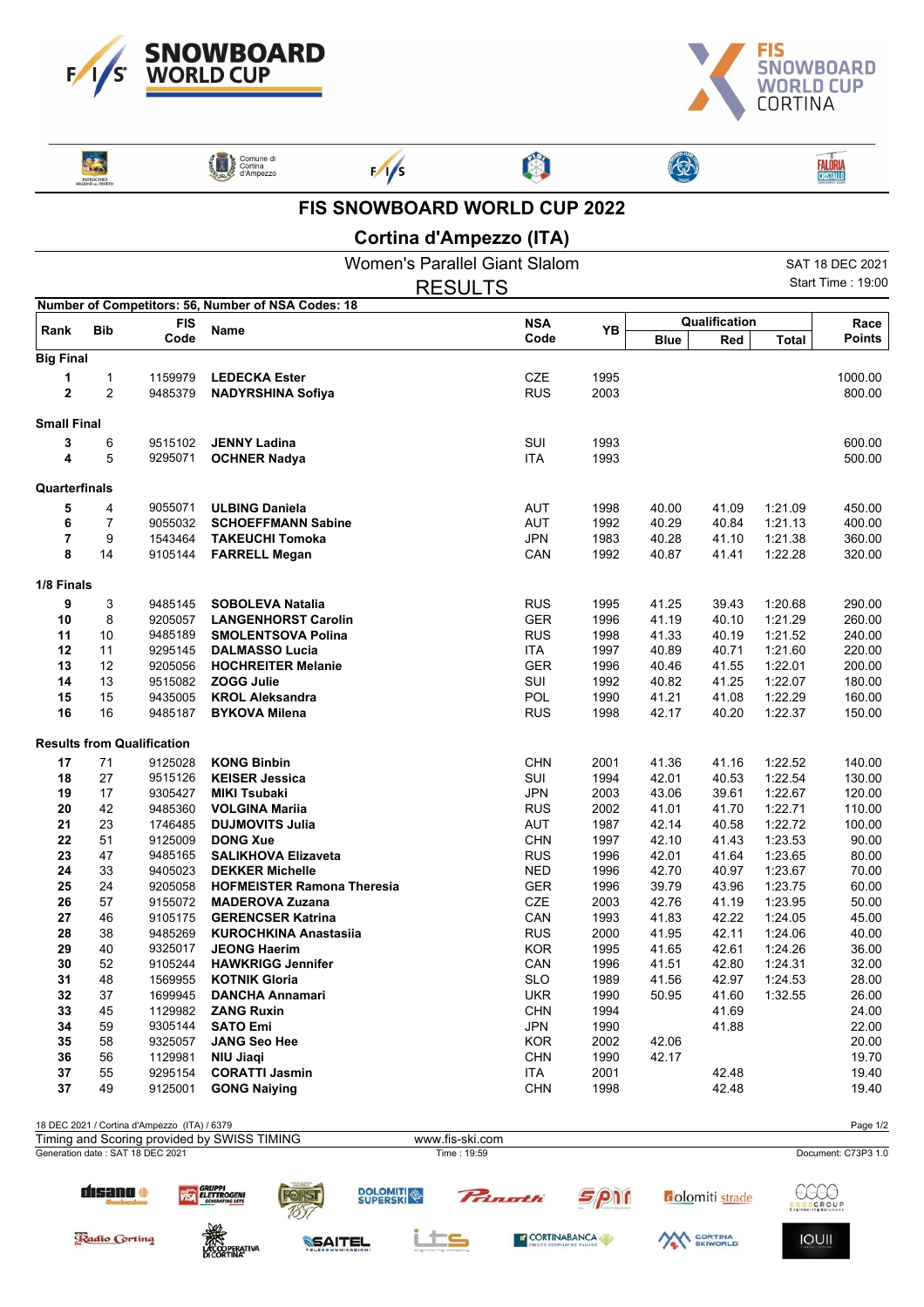# FIS SNOWBOARD WORLD CUP 2022

## Cortina d'Ampezzo (ITA)

### Women's Parallel Giant Slalom

SAT 18 DEC 2021

### RESULTS

Start Time : 19:00

Number of Competitors: 56, Number of NSA Codes: 18

| Rank | Bib | FIS Code | Name | NSA Code | YB | Qualification | | | Race Points |
|---|---|---|---|---|---|---|---|---|---|
| | | | | | | Blue | Red | Total | |
| **Big Final** | | | | | | | | | |
| 1 | 1 | 1159979 | **LEDECKA Ester** | CZE | 1995 | | | | 1000.00 |
| 2 | 2 | 9485379 | **NADYRSHINA Sofiya** | RUS | 2003 | | | | 800.00 |
| **Small Final** | | | | | | | | | |
| 3 | 6 | 9515102 | **JENNY Ladina** | SUI | 1993 | | | | 600.00 |
| 4 | 5 | 9295071 | **OCHNER Nadya** | ITA | 1993 | | | | 500.00 |
| **Quarterfinals** | | | | | | | | | |
| 5 | 4 | 9055071 | **ULBING Daniela** | AUT | 1998 | 40.00 | 41.09 | 1:21.09 | 450.00 |
| 6 | 7 | 9055032 | **SCHOEFFMANN Sabine** | AUT | 1992 | 40.29 | 40.84 | 1:21.13 | 400.00 |
| 7 | 9 | 1543464 | **TAKEUCHI Tomoka** | JPN | 1983 | 40.28 | 41.10 | 1:21.38 | 360.00 |
| 8 | 14 | 9105144 | **FARRELL Megan** | CAN | 1992 | 40.87 | 41.41 | 1:22.28 | 320.00 |
| **1/8 Finals** | | | | | | | | | |
| 9 | 3 | 9485145 | **SOBOLEVA Natalia** | RUS | 1995 | 41.25 | 39.43 | 1:20.68 | 290.00 |
| 10 | 8 | 9205057 | **LANGENHORST Carolin** | GER | 1996 | 41.19 | 40.10 | 1:21.29 | 260.00 |
| 11 | 10 | 9485189 | **SMOLENTSOVA Polina** | RUS | 1998 | 41.33 | 40.19 | 1:21.52 | 240.00 |
| 12 | 11 | 9295145 | **DALMASSO Lucia** | ITA | 1997 | 40.89 | 40.71 | 1:21.60 | 220.00 |
| 13 | 12 | 9205056 | **HOCHREITER Melanie** | GER | 1996 | 40.46 | 41.55 | 1:22.01 | 200.00 |
| 14 | 13 | 9515082 | **ZOGG Julie** | SUI | 1992 | 40.82 | 41.25 | 1:22.07 | 180.00 |
| 15 | 15 | 9435005 | **KROL Aleksandra** | POL | 1990 | 41.21 | 41.08 | 1:22.29 | 160.00 |
| 16 | 16 | 9485187 | **BYKOVA Milena** | RUS | 1998 | 42.17 | 40.20 | 1:22.37 | 150.00 |
| **Results from Qualification** | | | | | | | | | |
| 17 | 71 | 9125028 | **KONG Binbin** | CHN | 2001 | 41.36 | 41.16 | 1:22.52 | 140.00 |
| 18 | 27 | 9515126 | **KEISER Jessica** | SUI | 1994 | 42.01 | 40.53 | 1:22.54 | 130.00 |
| 19 | 17 | 9305427 | **MIKI Tsubaki** | JPN | 2003 | 43.06 | 39.61 | 1:22.67 | 120.00 |
| 20 | 42 | 9485360 | **VOLGINA Mariia** | RUS | 2002 | 41.01 | 41.70 | 1:22.71 | 110.00 |
| 21 | 23 | 1746485 | **DUJMOVITS Julia** | AUT | 1987 | 42.14 | 40.58 | 1:22.72 | 100.00 |
| 22 | 51 | 9125009 | **DONG Xue** | CHN | 1997 | 42.10 | 41.43 | 1:23.53 | 90.00 |
| 23 | 47 | 9485165 | **SALIKHOVA Elizaveta** | RUS | 1996 | 42.01 | 41.64 | 1:23.65 | 80.00 |
| 24 | 33 | 9405023 | **DEKKER Michelle** | NED | 1996 | 42.70 | 40.97 | 1:23.67 | 70.00 |
| 25 | 24 | 9205058 | **HOFMEISTER Ramona Theresia** | GER | 1996 | 39.79 | 43.96 | 1:23.75 | 60.00 |
| 26 | 57 | 9155072 | **MADEROVA Zuzana** | CZE | 2003 | 42.76 | 41.19 | 1:23.95 | 50.00 |
| 27 | 46 | 9105175 | **GERENCSER Katrina** | CAN | 1993 | 41.83 | 42.22 | 1:24.05 | 45.00 |
| 28 | 38 | 9485269 | **KUROCHKINA Anastasiia** | RUS | 2000 | 41.95 | 42.11 | 1:24.06 | 40.00 |
| 29 | 40 | 9325017 | **JEONG Haerim** | KOR | 1995 | 41.65 | 42.61 | 1:24.26 | 36.00 |
| 30 | 52 | 9105244 | **HAWKRIGG Jennifer** | CAN | 1996 | 41.51 | 42.80 | 1:24.31 | 32.00 |
| 31 | 48 | 1569955 | **KOTNIK Gloria** | SLO | 1989 | 41.56 | 42.97 | 1:24.53 | 28.00 |
| 32 | 37 | 1699945 | **DANCHA Annamari** | UKR | 1990 | 50.95 | 41.60 | 1:32.55 | 26.00 |
| 33 | 45 | 1129982 | **ZANG Ruxin** | CHN | 1994 | | 41.69 | | 24.00 |
| 34 | 59 | 9305144 | **SATO Emi** | JPN | 1990 | | 41.88 | | 22.00 |
| 35 | 58 | 9325057 | **JANG Seo Hee** | KOR | 2002 | 42.06 | | | 20.00 |
| 36 | 56 | 1129981 | **NIU Jiaqi** | CHN | 1990 | 42.17 | | | 19.70 |
| 37 | 55 | 9295154 | **CORATTI Jasmin** | ITA | 2001 | | 42.48 | | 19.40 |
| 37 | 49 | 9125001 | **GONG Naiying** | CHN | 1998 | | 42.48 | | 19.40 |

18 DEC 2021 / Cortina d'Ampezzo (ITA) / 6379

Timing and Scoring provided by SWISS TIMING — www.fis-ski.com

Generation date : SAT 18 DEC 2021 — Time : 19:59 — Document: C73P3 1.0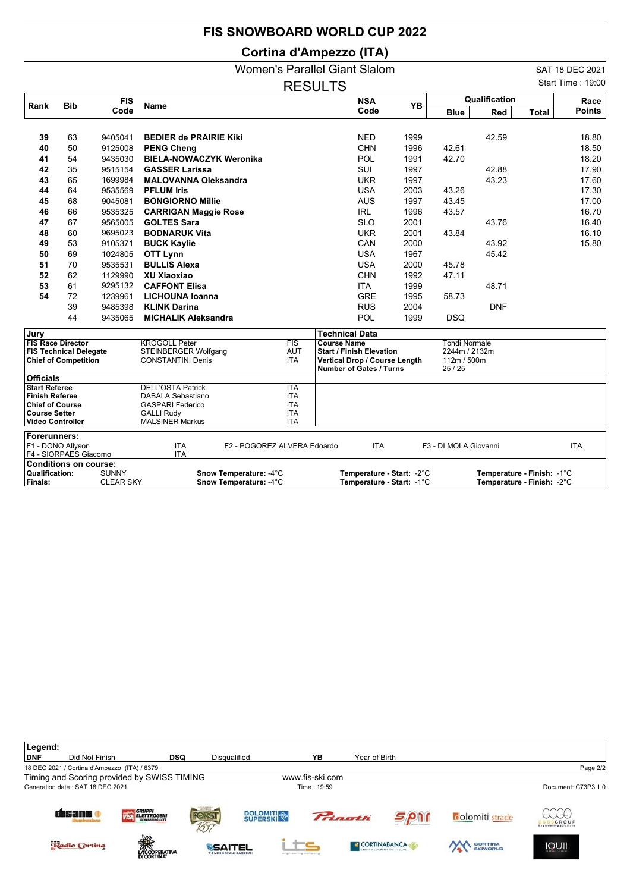# FIS SNOWBOARD WORLD CUP 2022

## Cortina d'Ampezzo (ITA)

### Women's Parallel Giant Slalom

SAT 18 DEC 2021

RESULTS

Start Time : 19:00

| Rank | Bib | FIS Code | Name | NSA Code | YB | Qualification | | | Race Points |
|---|---|---|---|---|---|---|---|---|---|
| | | | | | | Blue | Red | Total | |
| 39 | 63 | 9405041 | **BEDIER de PRAIRIE Kiki** | NED | 1999 | | 42.59 | | 18.80 |
| 40 | 50 | 9125008 | **PENG Cheng** | CHN | 1996 | 42.61 | | | 18.50 |
| 41 | 54 | 9435030 | **BIELA-NOWACZYK Weronika** | POL | 1991 | 42.70 | | | 18.20 |
| 42 | 35 | 9515154 | **GASSER Larissa** | SUI | 1997 | | 42.88 | | 17.90 |
| 43 | 65 | 1699984 | **MALOVANNA Oleksandra** | UKR | 1997 | | 43.23 | | 17.60 |
| 44 | 64 | 9535569 | **PFLUM Iris** | USA | 2003 | 43.26 | | | 17.30 |
| 45 | 68 | 9045081 | **BONGIORNO Millie** | AUS | 1997 | 43.45 | | | 17.00 |
| 46 | 66 | 9535325 | **CARRIGAN Maggie Rose** | IRL | 1996 | 43.57 | | | 16.70 |
| 47 | 67 | 9565005 | **GOLTES Sara** | SLO | 2001 | | 43.76 | | 16.40 |
| 48 | 60 | 9695023 | **BODNARUK Vita** | UKR | 2001 | 43.84 | | | 16.10 |
| 49 | 53 | 9105371 | **BUCK Kaylie** | CAN | 2000 | | 43.92 | | 15.80 |
| 50 | 69 | 1024805 | **OTT Lynn** | USA | 1967 | | 45.42 | | |
| 51 | 70 | 9535531 | **BULLIS Alexa** | USA | 2000 | 45.78 | | | |
| 52 | 62 | 1129990 | **XU Xiaoxiao** | CHN | 1992 | 47.11 | | | |
| 53 | 61 | 9295132 | **CAFFONT Elisa** | ITA | 1999 | | 48.71 | | |
| 54 | 72 | 1239961 | **LICHOUNA Ioanna** | GRE | 1995 | 58.73 | | | |
| | 39 | 9485398 | **KLINK Darina** | RUS | 2004 | | DNF | | |
| | 44 | 9435065 | **MICHALIK Aleksandra** | POL | 1999 | DSQ | | | |

**Jury**

| | | |
|---|---|---|
| **FIS Race Director** | KROGOLL Peter | FIS |
| **FIS Technical Delegate** | STEINBERGER Wolfgang | AUT |
| **Chief of Competition** | CONSTANTINI Denis | ITA |

**Technical Data**

| | |
|---|---|
| **Course Name** | Tondi Normale |
| **Start / Finish Elevation** | 2244m / 2132m |
| **Vertical Drop / Course Length** | 112m / 500m |
| **Number of Gates / Turns** | 25 / 25 |

**Officials**

| | | |
|---|---|---|
| **Start Referee** | DELL'OSTA Patrick | ITA |
| **Finish Referee** | DABALA Sebastiano | ITA |
| **Chief of Course** | GASPARI Federico | ITA |
| **Course Setter** | GALLI Rudy | ITA |
| **Video Controller** | MALSINER Markus | ITA |

**Forerunners:**

F1 - DONO Allyson ITA | F2 - POGOREZ ALVERA Edoardo ITA | F3 - DI MOLA Giovanni ITA
F4 - SIORPAES Giacomo ITA

**Conditions on course:**

| | | | | |
|---|---|---|---|---|
| **Qualification:** | SUNNY | **Snow Temperature:** -4°C | **Temperature - Start:** -2°C | **Temperature - Finish:** -1°C |
| **Finals:** | CLEAR SKY | **Snow Temperature:** -4°C | **Temperature - Start:** -1°C | **Temperature - Finish:** -2°C |

**Legend:**

| | | | | | |
|---|---|---|---|---|---|
| **DNF** | Did Not Finish | **DSQ** | Disqualified | **YB** | Year of Birth |

18 DEC 2021 / Cortina d'Ampezzo (ITA) / 6379

Timing and Scoring provided by SWISS TIMING — www.fis-ski.com

Generation date : SAT 18 DEC 2021 — Time : 19:59 — Document: C73P3 1.0